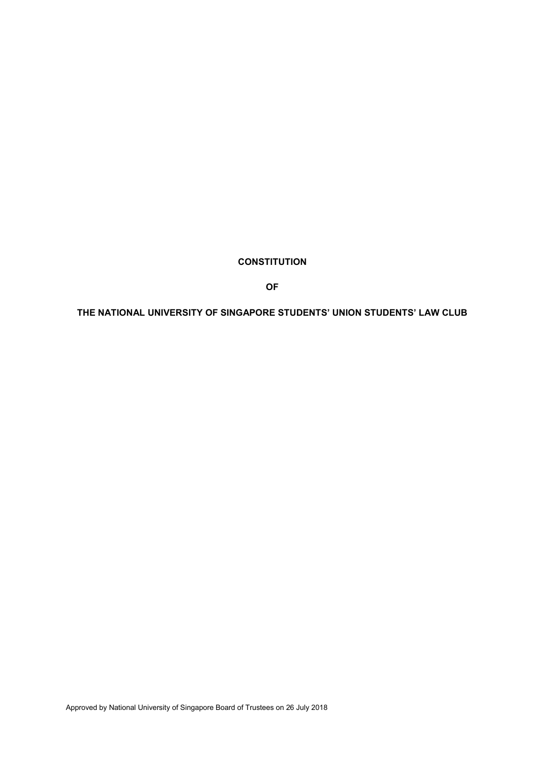**CONSTITUTION**

**OF**

**THE NATIONAL UNIVERSITY OF SINGAPORE STUDENTS' UNION STUDENTS' LAW CLUB**

Approved by National University of Singapore Board of Trustees on 26 July 2018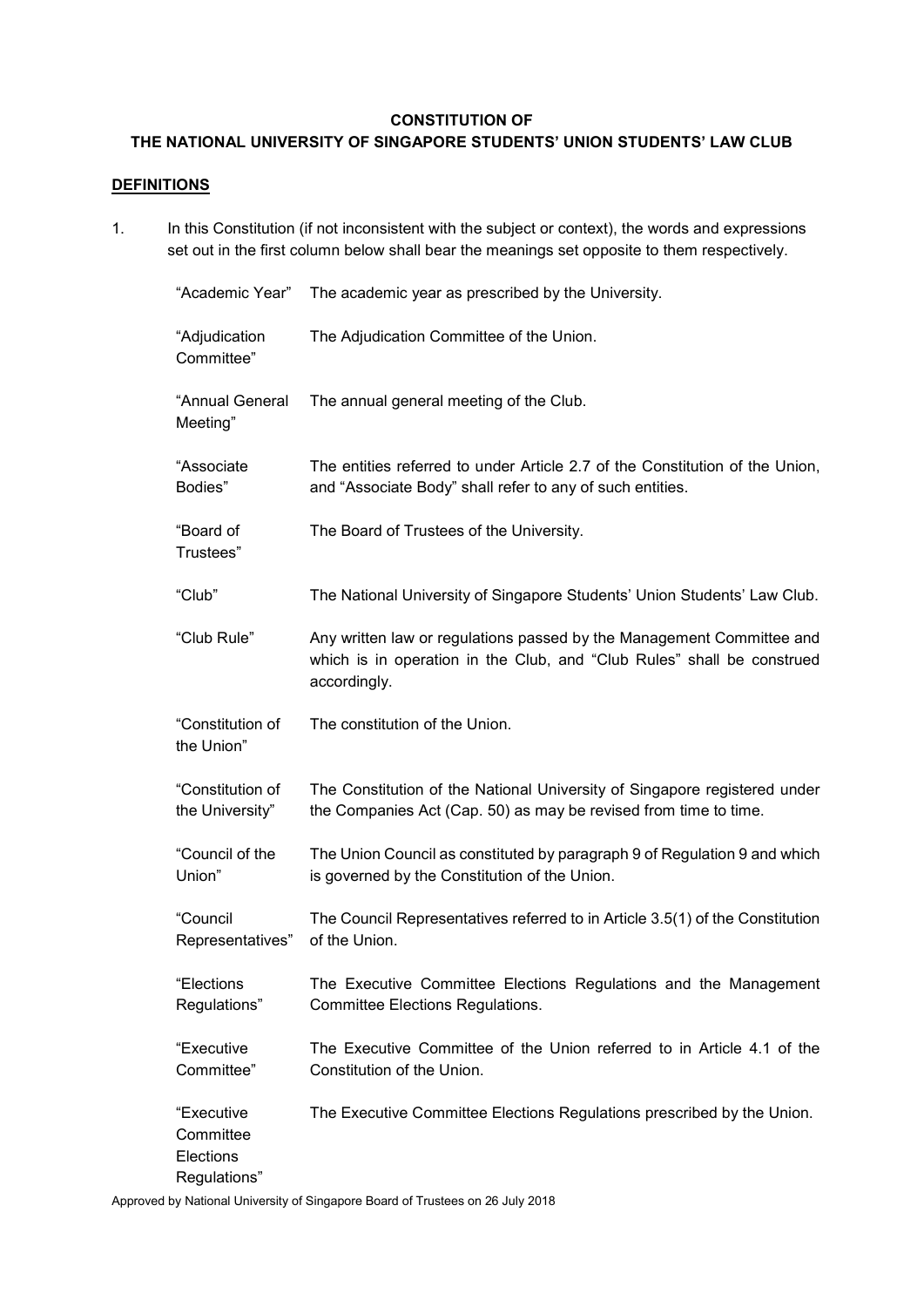**CONSTITUTION OF**
**THE NATIONAL UNIVERSITY OF SINGAPORE STUDENTS' UNION STUDENTS' LAW CLUB**

## DEFINITIONS

1. In this Constitution (if not inconsistent with the subject or context), the words and expressions set out in the first column below shall bear the meanings set opposite to them respectively.

| | |
|---|---|
| "Academic Year" | The academic year as prescribed by the University. |
| "Adjudication Committee" | The Adjudication Committee of the Union. |
| "Annual General Meeting" | The annual general meeting of the Club. |
| "Associate Bodies" | The entities referred to under Article 2.7 of the Constitution of the Union, and "Associate Body" shall refer to any of such entities. |
| "Board of Trustees" | The Board of Trustees of the University. |
| "Club" | The National University of Singapore Students' Union Students' Law Club. |
| "Club Rule" | Any written law or regulations passed by the Management Committee and which is in operation in the Club, and "Club Rules" shall be construed accordingly. |
| "Constitution of the Union" | The constitution of the Union. |
| "Constitution of the University" | The Constitution of the National University of Singapore registered under the Companies Act (Cap. 50) as may be revised from time to time. |
| "Council of the Union" | The Union Council as constituted by paragraph 9 of Regulation 9 and which is governed by the Constitution of the Union. |
| "Council Representatives" | The Council Representatives referred to in Article 3.5(1) of the Constitution of the Union. |
| "Elections Regulations" | The Executive Committee Elections Regulations and the Management Committee Elections Regulations. |
| "Executive Committee" | The Executive Committee of the Union referred to in Article 4.1 of the Constitution of the Union. |
| "Executive Committee Elections Regulations" | The Executive Committee Elections Regulations prescribed by the Union. |

Approved by National University of Singapore Board of Trustees on 26 July 2018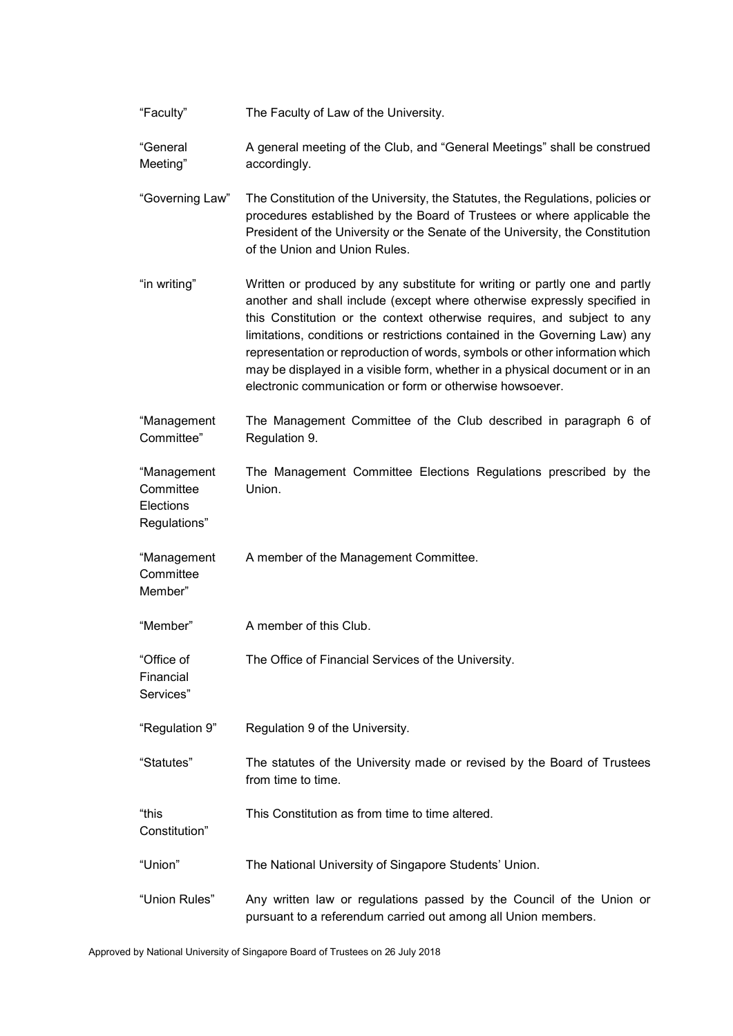| | |
|---|---|
| "Faculty" | The Faculty of Law of the University. |
| "General Meeting" | A general meeting of the Club, and "General Meetings" shall be construed accordingly. |
| "Governing Law" | The Constitution of the University, the Statutes, the Regulations, policies or procedures established by the Board of Trustees or where applicable the President of the University or the Senate of the University, the Constitution of the Union and Union Rules. |
| "in writing" | Written or produced by any substitute for writing or partly one and partly another and shall include (except where otherwise expressly specified in this Constitution or the context otherwise requires, and subject to any limitations, conditions or restrictions contained in the Governing Law) any representation or reproduction of words, symbols or other information which may be displayed in a visible form, whether in a physical document or in an electronic communication or form or otherwise howsoever. |
| "Management Committee" | The Management Committee of the Club described in paragraph 6 of Regulation 9. |
| "Management Committee Elections Regulations" | The Management Committee Elections Regulations prescribed by the Union. |
| "Management Committee Member" | A member of the Management Committee. |
| "Member" | A member of this Club. |
| "Office of Financial Services" | The Office of Financial Services of the University. |
| "Regulation 9" | Regulation 9 of the University. |
| "Statutes" | The statutes of the University made or revised by the Board of Trustees from time to time. |
| "this Constitution" | This Constitution as from time to time altered. |
| "Union" | The National University of Singapore Students' Union. |
| "Union Rules" | Any written law or regulations passed by the Council of the Union or pursuant to a referendum carried out among all Union members. |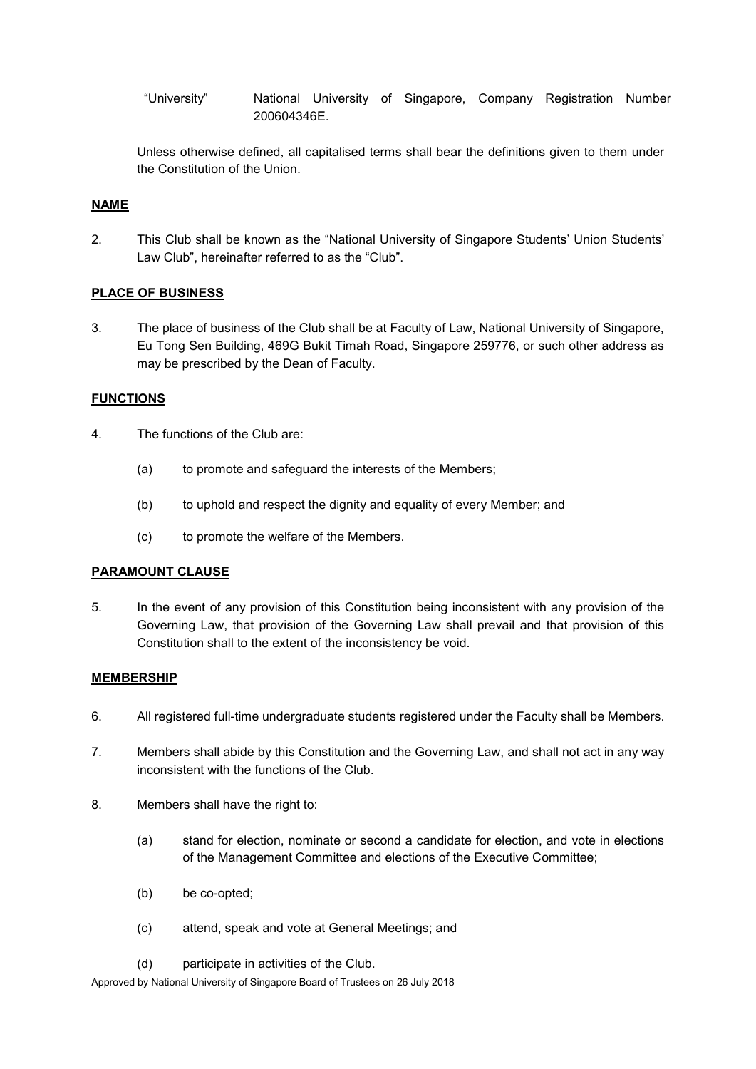"University" National University of Singapore, Company Registration Number 200604346E.

Unless otherwise defined, all capitalised terms shall bear the definitions given to them under the Constitution of the Union.

**NAME**

2. This Club shall be known as the "National University of Singapore Students' Union Students' Law Club", hereinafter referred to as the "Club".

**PLACE OF BUSINESS**

3. The place of business of the Club shall be at Faculty of Law, National University of Singapore, Eu Tong Sen Building, 469G Bukit Timah Road, Singapore 259776, or such other address as may be prescribed by the Dean of Faculty.

**FUNCTIONS**

4. The functions of the Club are:

   (a) to promote and safeguard the interests of the Members;

   (b) to uphold and respect the dignity and equality of every Member; and

   (c) to promote the welfare of the Members.

**PARAMOUNT CLAUSE**

5. In the event of any provision of this Constitution being inconsistent with any provision of the Governing Law, that provision of the Governing Law shall prevail and that provision of this Constitution shall to the extent of the inconsistency be void.

**MEMBERSHIP**

6. All registered full-time undergraduate students registered under the Faculty shall be Members.

7. Members shall abide by this Constitution and the Governing Law, and shall not act in any way inconsistent with the functions of the Club.

8. Members shall have the right to:

   (a) stand for election, nominate or second a candidate for election, and vote in elections of the Management Committee and elections of the Executive Committee;

   (b) be co-opted;

   (c) attend, speak and vote at General Meetings; and

   (d) participate in activities of the Club.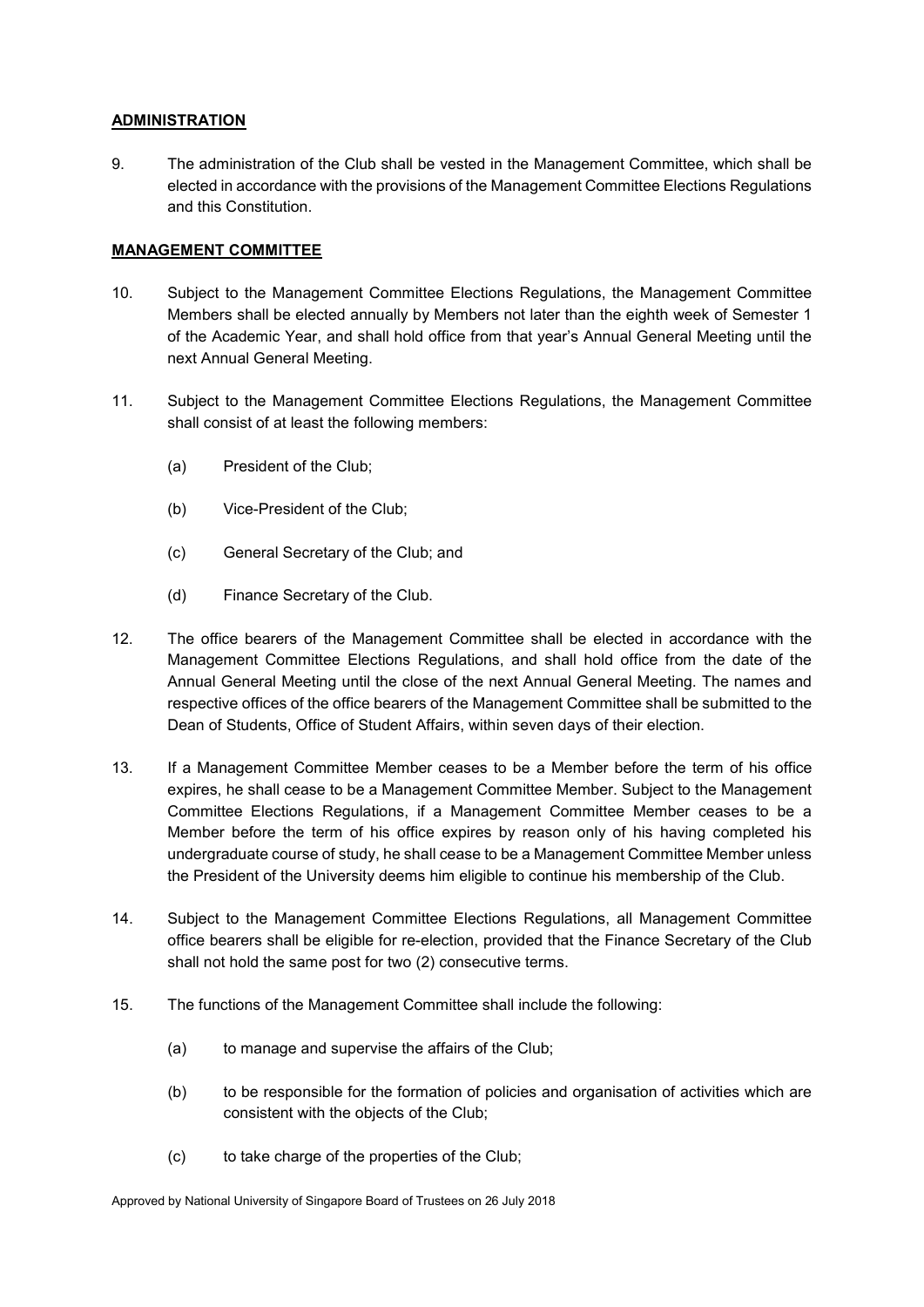## ADMINISTRATION

9. The administration of the Club shall be vested in the Management Committee, which shall be elected in accordance with the provisions of the Management Committee Elections Regulations and this Constitution.

## MANAGEMENT COMMITTEE

10. Subject to the Management Committee Elections Regulations, the Management Committee Members shall be elected annually by Members not later than the eighth week of Semester 1 of the Academic Year, and shall hold office from that year's Annual General Meeting until the next Annual General Meeting.

11. Subject to the Management Committee Elections Regulations, the Management Committee shall consist of at least the following members:

    (a) President of the Club;

    (b) Vice-President of the Club;

    (c) General Secretary of the Club; and

    (d) Finance Secretary of the Club.

12. The office bearers of the Management Committee shall be elected in accordance with the Management Committee Elections Regulations, and shall hold office from the date of the Annual General Meeting until the close of the next Annual General Meeting. The names and respective offices of the office bearers of the Management Committee shall be submitted to the Dean of Students, Office of Student Affairs, within seven days of their election.

13. If a Management Committee Member ceases to be a Member before the term of his office expires, he shall cease to be a Management Committee Member. Subject to the Management Committee Elections Regulations, if a Management Committee Member ceases to be a Member before the term of his office expires by reason only of his having completed his undergraduate course of study, he shall cease to be a Management Committee Member unless the President of the University deems him eligible to continue his membership of the Club.

14. Subject to the Management Committee Elections Regulations, all Management Committee office bearers shall be eligible for re-election, provided that the Finance Secretary of the Club shall not hold the same post for two (2) consecutive terms.

15. The functions of the Management Committee shall include the following:

    (a) to manage and supervise the affairs of the Club;

    (b) to be responsible for the formation of policies and organisation of activities which are consistent with the objects of the Club;

    (c) to take charge of the properties of the Club;

Approved by National University of Singapore Board of Trustees on 26 July 2018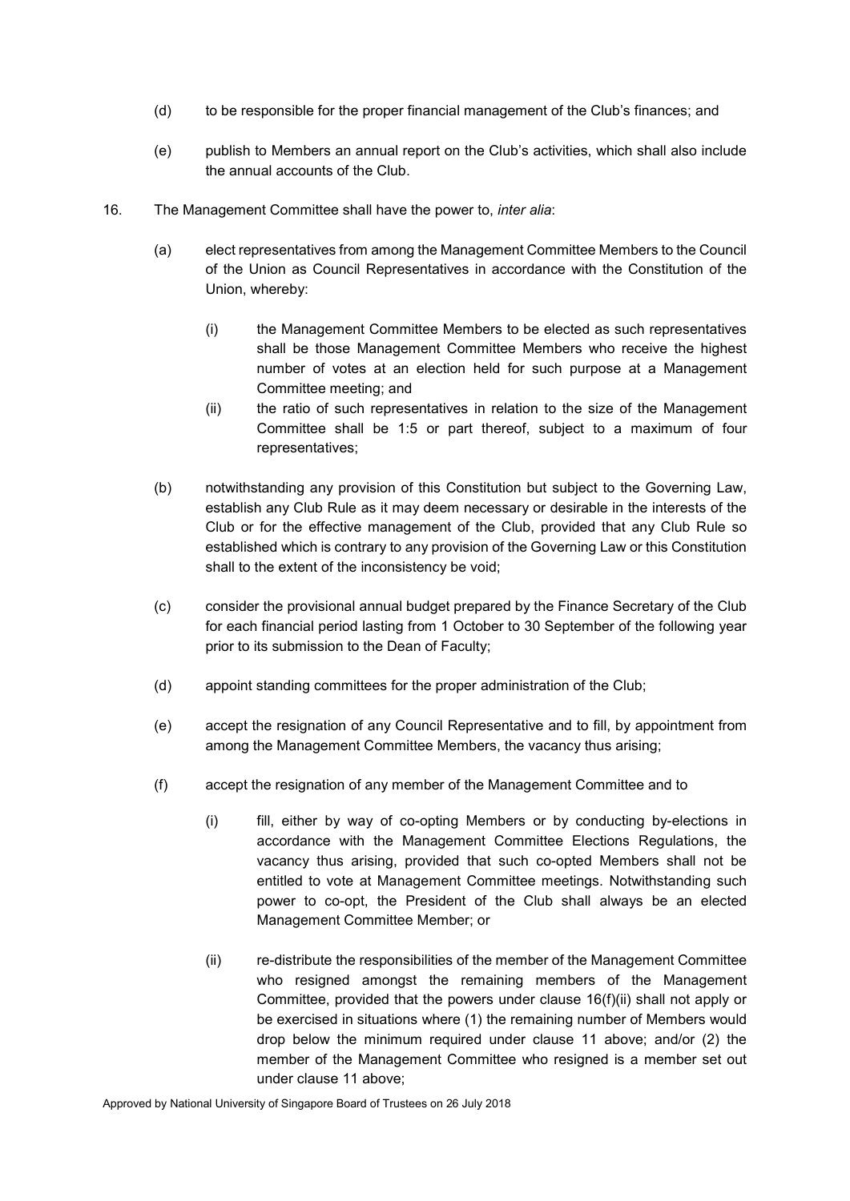(d) to be responsible for the proper financial management of the Club's finances; and

(e) publish to Members an annual report on the Club's activities, which shall also include the annual accounts of the Club.

16. The Management Committee shall have the power to, *inter alia*:

    (a) elect representatives from among the Management Committee Members to the Council of the Union as Council Representatives in accordance with the Constitution of the Union, whereby:

        (i) the Management Committee Members to be elected as such representatives shall be those Management Committee Members who receive the highest number of votes at an election held for such purpose at a Management Committee meeting; and

        (ii) the ratio of such representatives in relation to the size of the Management Committee shall be 1:5 or part thereof, subject to a maximum of four representatives;

    (b) notwithstanding any provision of this Constitution but subject to the Governing Law, establish any Club Rule as it may deem necessary or desirable in the interests of the Club or for the effective management of the Club, provided that any Club Rule so established which is contrary to any provision of the Governing Law or this Constitution shall to the extent of the inconsistency be void;

    (c) consider the provisional annual budget prepared by the Finance Secretary of the Club for each financial period lasting from 1 October to 30 September of the following year prior to its submission to the Dean of Faculty;

    (d) appoint standing committees for the proper administration of the Club;

    (e) accept the resignation of any Council Representative and to fill, by appointment from among the Management Committee Members, the vacancy thus arising;

    (f) accept the resignation of any member of the Management Committee and to

        (i) fill, either by way of co-opting Members or by conducting by-elections in accordance with the Management Committee Elections Regulations, the vacancy thus arising, provided that such co-opted Members shall not be entitled to vote at Management Committee meetings. Notwithstanding such power to co-opt, the President of the Club shall always be an elected Management Committee Member; or

        (ii) re-distribute the responsibilities of the member of the Management Committee who resigned amongst the remaining members of the Management Committee, provided that the powers under clause 16(f)(ii) shall not apply or be exercised in situations where (1) the remaining number of Members would drop below the minimum required under clause 11 above; and/or (2) the member of the Management Committee who resigned is a member set out under clause 11 above;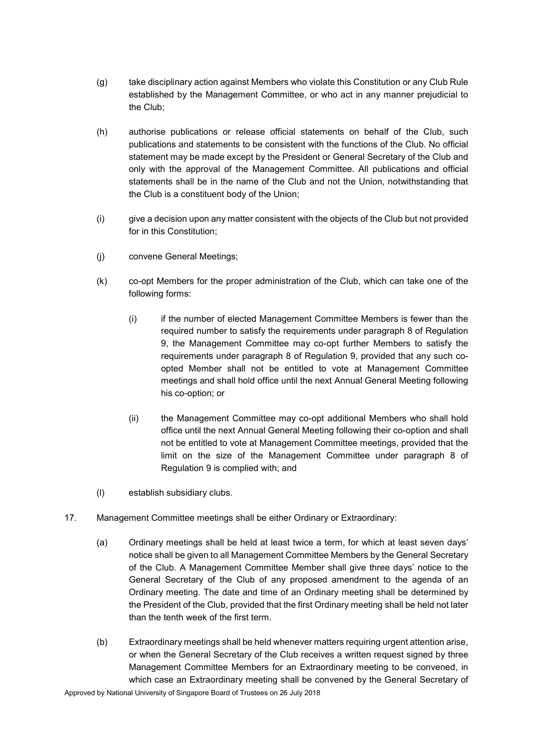(g) take disciplinary action against Members who violate this Constitution or any Club Rule established by the Management Committee, or who act in any manner prejudicial to the Club;

(h) authorise publications or release official statements on behalf of the Club, such publications and statements to be consistent with the functions of the Club. No official statement may be made except by the President or General Secretary of the Club and only with the approval of the Management Committee. All publications and official statements shall be in the name of the Club and not the Union, notwithstanding that the Club is a constituent body of the Union;

(i) give a decision upon any matter consistent with the objects of the Club but not provided for in this Constitution;

(j) convene General Meetings;

(k) co-opt Members for the proper administration of the Club, which can take one of the following forms:

   (i) if the number of elected Management Committee Members is fewer than the required number to satisfy the requirements under paragraph 8 of Regulation 9, the Management Committee may co-opt further Members to satisfy the requirements under paragraph 8 of Regulation 9, provided that any such co-opted Member shall not be entitled to vote at Management Committee meetings and shall hold office until the next Annual General Meeting following his co-option; or

   (ii) the Management Committee may co-opt additional Members who shall hold office until the next Annual General Meeting following their co-option and shall not be entitled to vote at Management Committee meetings, provided that the limit on the size of the Management Committee under paragraph 8 of Regulation 9 is complied with; and

(l) establish subsidiary clubs.

17. Management Committee meetings shall be either Ordinary or Extraordinary:

   (a) Ordinary meetings shall be held at least twice a term, for which at least seven days' notice shall be given to all Management Committee Members by the General Secretary of the Club. A Management Committee Member shall give three days' notice to the General Secretary of the Club of any proposed amendment to the agenda of an Ordinary meeting. The date and time of an Ordinary meeting shall be determined by the President of the Club, provided that the first Ordinary meeting shall be held not later than the tenth week of the first term.

   (b) Extraordinary meetings shall be held whenever matters requiring urgent attention arise, or when the General Secretary of the Club receives a written request signed by three Management Committee Members for an Extraordinary meeting to be convened, in which case an Extraordinary meeting shall be convened by the General Secretary of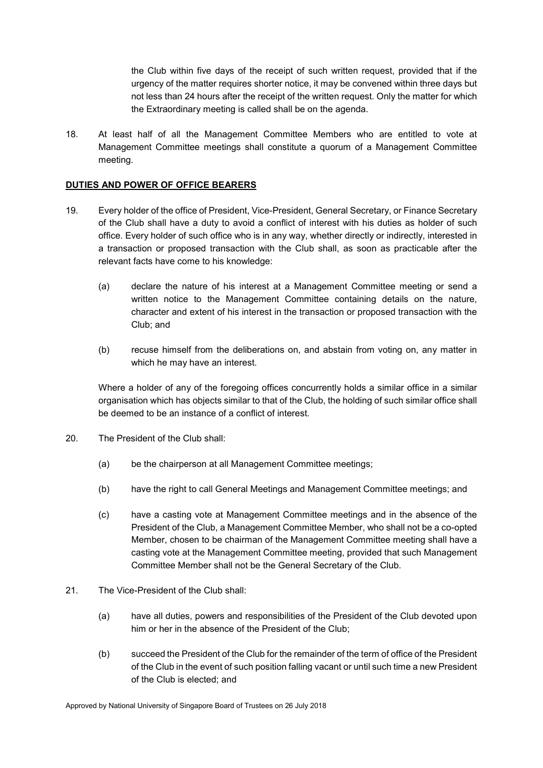the Club within five days of the receipt of such written request, provided that if the urgency of the matter requires shorter notice, it may be convened within three days but not less than 24 hours after the receipt of the written request. Only the matter for which the Extraordinary meeting is called shall be on the agenda.

18. At least half of all the Management Committee Members who are entitled to vote at Management Committee meetings shall constitute a quorum of a Management Committee meeting.

**DUTIES AND POWER OF OFFICE BEARERS**

19. Every holder of the office of President, Vice-President, General Secretary, or Finance Secretary of the Club shall have a duty to avoid a conflict of interest with his duties as holder of such office. Every holder of such office who is in any way, whether directly or indirectly, interested in a transaction or proposed transaction with the Club shall, as soon as practicable after the relevant facts have come to his knowledge:

    (a) declare the nature of his interest at a Management Committee meeting or send a written notice to the Management Committee containing details on the nature, character and extent of his interest in the transaction or proposed transaction with the Club; and

    (b) recuse himself from the deliberations on, and abstain from voting on, any matter in which he may have an interest.

    Where a holder of any of the foregoing offices concurrently holds a similar office in a similar organisation which has objects similar to that of the Club, the holding of such similar office shall be deemed to be an instance of a conflict of interest.

20. The President of the Club shall:

    (a) be the chairperson at all Management Committee meetings;

    (b) have the right to call General Meetings and Management Committee meetings; and

    (c) have a casting vote at Management Committee meetings and in the absence of the President of the Club, a Management Committee Member, who shall not be a co-opted Member, chosen to be chairman of the Management Committee meeting shall have a casting vote at the Management Committee meeting, provided that such Management Committee Member shall not be the General Secretary of the Club.

21. The Vice-President of the Club shall:

    (a) have all duties, powers and responsibilities of the President of the Club devoted upon him or her in the absence of the President of the Club;

    (b) succeed the President of the Club for the remainder of the term of office of the President of the Club in the event of such position falling vacant or until such time a new President of the Club is elected; and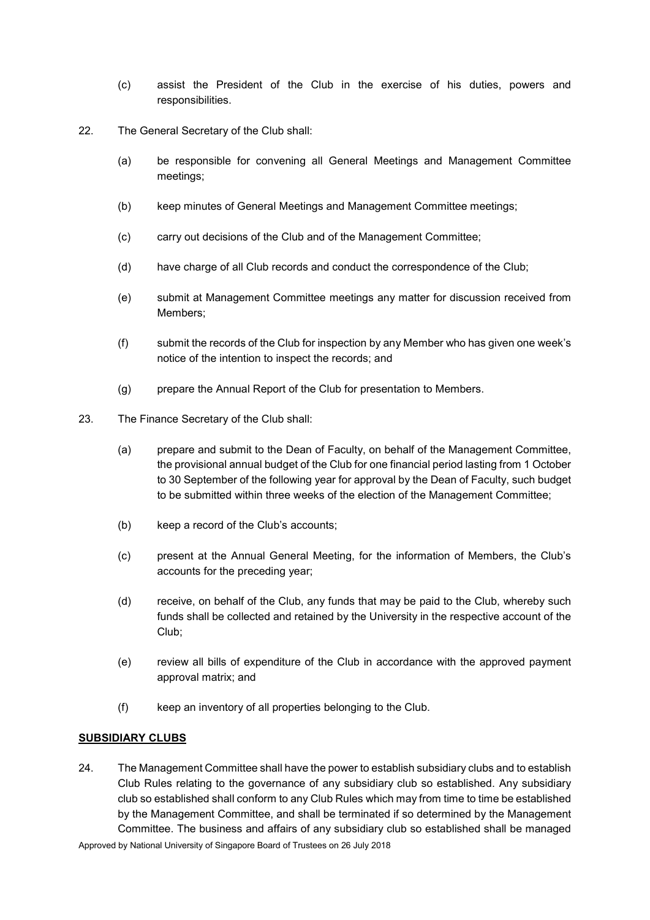(c) assist the President of the Club in the exercise of his duties, powers and responsibilities.

22. The General Secretary of the Club shall:

    (a) be responsible for convening all General Meetings and Management Committee meetings;

    (b) keep minutes of General Meetings and Management Committee meetings;

    (c) carry out decisions of the Club and of the Management Committee;

    (d) have charge of all Club records and conduct the correspondence of the Club;

    (e) submit at Management Committee meetings any matter for discussion received from Members;

    (f) submit the records of the Club for inspection by any Member who has given one week's notice of the intention to inspect the records; and

    (g) prepare the Annual Report of the Club for presentation to Members.

23. The Finance Secretary of the Club shall:

    (a) prepare and submit to the Dean of Faculty, on behalf of the Management Committee, the provisional annual budget of the Club for one financial period lasting from 1 October to 30 September of the following year for approval by the Dean of Faculty, such budget to be submitted within three weeks of the election of the Management Committee;

    (b) keep a record of the Club's accounts;

    (c) present at the Annual General Meeting, for the information of Members, the Club's accounts for the preceding year;

    (d) receive, on behalf of the Club, any funds that may be paid to the Club, whereby such funds shall be collected and retained by the University in the respective account of the Club;

    (e) review all bills of expenditure of the Club in accordance with the approved payment approval matrix; and

    (f) keep an inventory of all properties belonging to the Club.

**<u>SUBSIDIARY CLUBS</u>**

24. The Management Committee shall have the power to establish subsidiary clubs and to establish Club Rules relating to the governance of any subsidiary club so established. Any subsidiary club so established shall conform to any Club Rules which may from time to time be established by the Management Committee, and shall be terminated if so determined by the Management Committee. The business and affairs of any subsidiary club so established shall be managed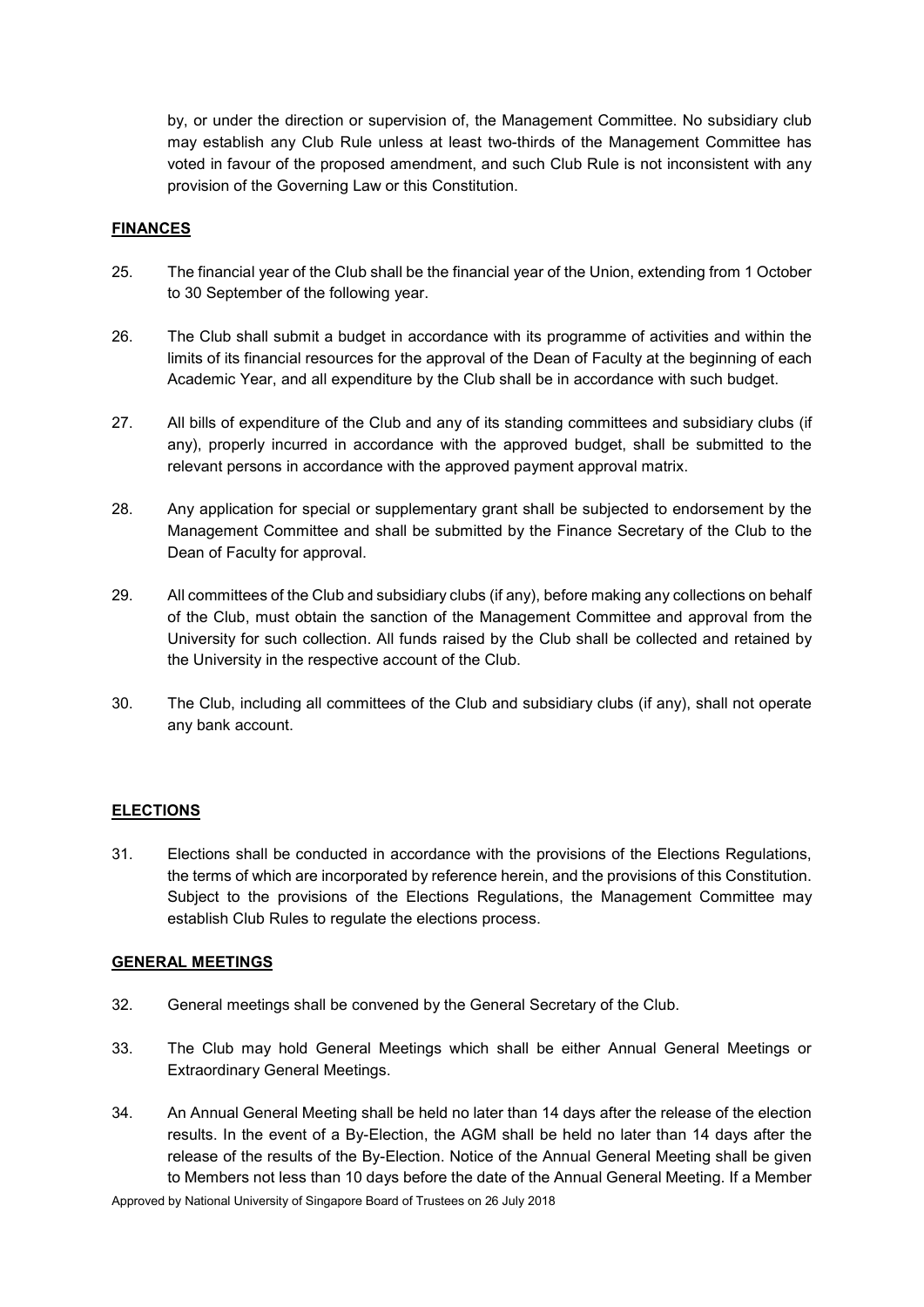by, or under the direction or supervision of, the Management Committee. No subsidiary club may establish any Club Rule unless at least two-thirds of the Management Committee has voted in favour of the proposed amendment, and such Club Rule is not inconsistent with any provision of the Governing Law or this Constitution.

**FINANCES**

25. The financial year of the Club shall be the financial year of the Union, extending from 1 October to 30 September of the following year.

26. The Club shall submit a budget in accordance with its programme of activities and within the limits of its financial resources for the approval of the Dean of Faculty at the beginning of each Academic Year, and all expenditure by the Club shall be in accordance with such budget.

27. All bills of expenditure of the Club and any of its standing committees and subsidiary clubs (if any), properly incurred in accordance with the approved budget, shall be submitted to the relevant persons in accordance with the approved payment approval matrix.

28. Any application for special or supplementary grant shall be subjected to endorsement by the Management Committee and shall be submitted by the Finance Secretary of the Club to the Dean of Faculty for approval.

29. All committees of the Club and subsidiary clubs (if any), before making any collections on behalf of the Club, must obtain the sanction of the Management Committee and approval from the University for such collection. All funds raised by the Club shall be collected and retained by the University in the respective account of the Club.

30. The Club, including all committees of the Club and subsidiary clubs (if any), shall not operate any bank account.

**ELECTIONS**

31. Elections shall be conducted in accordance with the provisions of the Elections Regulations, the terms of which are incorporated by reference herein, and the provisions of this Constitution. Subject to the provisions of the Elections Regulations, the Management Committee may establish Club Rules to regulate the elections process.

**GENERAL MEETINGS**

32. General meetings shall be convened by the General Secretary of the Club.

33. The Club may hold General Meetings which shall be either Annual General Meetings or Extraordinary General Meetings.

34. An Annual General Meeting shall be held no later than 14 days after the release of the election results. In the event of a By-Election, the AGM shall be held no later than 14 days after the release of the results of the By-Election. Notice of the Annual General Meeting shall be given to Members not less than 10 days before the date of the Annual General Meeting. If a Member

Approved by National University of Singapore Board of Trustees on 26 July 2018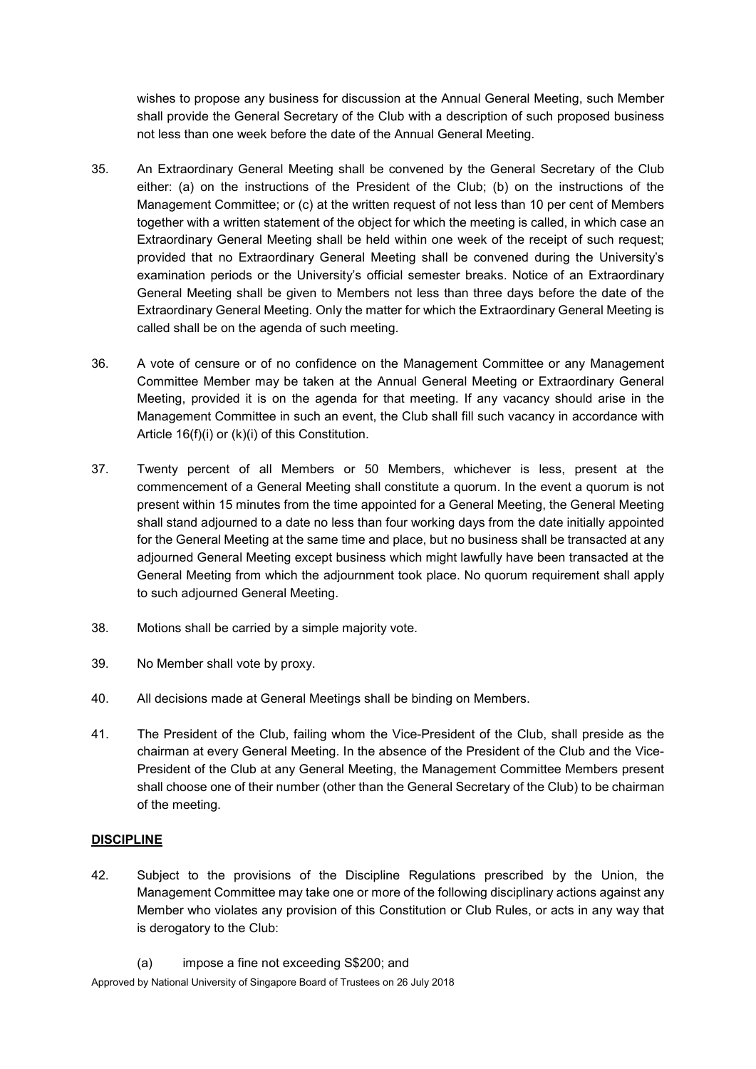wishes to propose any business for discussion at the Annual General Meeting, such Member shall provide the General Secretary of the Club with a description of such proposed business not less than one week before the date of the Annual General Meeting.

35. An Extraordinary General Meeting shall be convened by the General Secretary of the Club either: (a) on the instructions of the President of the Club; (b) on the instructions of the Management Committee; or (c) at the written request of not less than 10 per cent of Members together with a written statement of the object for which the meeting is called, in which case an Extraordinary General Meeting shall be held within one week of the receipt of such request; provided that no Extraordinary General Meeting shall be convened during the University's examination periods or the University's official semester breaks. Notice of an Extraordinary General Meeting shall be given to Members not less than three days before the date of the Extraordinary General Meeting. Only the matter for which the Extraordinary General Meeting is called shall be on the agenda of such meeting.

36. A vote of censure or of no confidence on the Management Committee or any Management Committee Member may be taken at the Annual General Meeting or Extraordinary General Meeting, provided it is on the agenda for that meeting. If any vacancy should arise in the Management Committee in such an event, the Club shall fill such vacancy in accordance with Article 16(f)(i) or (k)(i) of this Constitution.

37. Twenty percent of all Members or 50 Members, whichever is less, present at the commencement of a General Meeting shall constitute a quorum. In the event a quorum is not present within 15 minutes from the time appointed for a General Meeting, the General Meeting shall stand adjourned to a date no less than four working days from the date initially appointed for the General Meeting at the same time and place, but no business shall be transacted at any adjourned General Meeting except business which might lawfully have been transacted at the General Meeting from which the adjournment took place. No quorum requirement shall apply to such adjourned General Meeting.

38. Motions shall be carried by a simple majority vote.

39. No Member shall vote by proxy.

40. All decisions made at General Meetings shall be binding on Members.

41. The President of the Club, failing whom the Vice-President of the Club, shall preside as the chairman at every General Meeting. In the absence of the President of the Club and the Vice-President of the Club at any General Meeting, the Management Committee Members present shall choose one of their number (other than the General Secretary of the Club) to be chairman of the meeting.

## DISCIPLINE

42. Subject to the provisions of the Discipline Regulations prescribed by the Union, the Management Committee may take one or more of the following disciplinary actions against any Member who violates any provision of this Constitution or Club Rules, or acts in any way that is derogatory to the Club:

    (a) impose a fine not exceeding S$200; and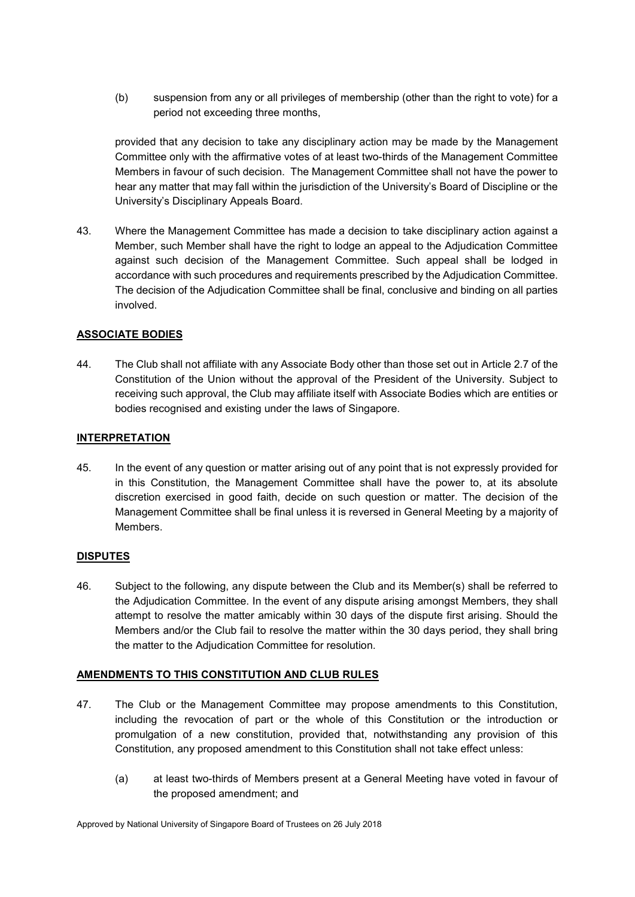(b) suspension from any or all privileges of membership (other than the right to vote) for a period not exceeding three months,

provided that any decision to take any disciplinary action may be made by the Management Committee only with the affirmative votes of at least two-thirds of the Management Committee Members in favour of such decision. The Management Committee shall not have the power to hear any matter that may fall within the jurisdiction of the University's Board of Discipline or the University's Disciplinary Appeals Board.

43. Where the Management Committee has made a decision to take disciplinary action against a Member, such Member shall have the right to lodge an appeal to the Adjudication Committee against such decision of the Management Committee. Such appeal shall be lodged in accordance with such procedures and requirements prescribed by the Adjudication Committee. The decision of the Adjudication Committee shall be final, conclusive and binding on all parties involved.

## ASSOCIATE BODIES

44. The Club shall not affiliate with any Associate Body other than those set out in Article 2.7 of the Constitution of the Union without the approval of the President of the University. Subject to receiving such approval, the Club may affiliate itself with Associate Bodies which are entities or bodies recognised and existing under the laws of Singapore.

## INTERPRETATION

45. In the event of any question or matter arising out of any point that is not expressly provided for in this Constitution, the Management Committee shall have the power to, at its absolute discretion exercised in good faith, decide on such question or matter. The decision of the Management Committee shall be final unless it is reversed in General Meeting by a majority of Members.

## DISPUTES

46. Subject to the following, any dispute between the Club and its Member(s) shall be referred to the Adjudication Committee. In the event of any dispute arising amongst Members, they shall attempt to resolve the matter amicably within 30 days of the dispute first arising. Should the Members and/or the Club fail to resolve the matter within the 30 days period, they shall bring the matter to the Adjudication Committee for resolution.

## AMENDMENTS TO THIS CONSTITUTION AND CLUB RULES

47. The Club or the Management Committee may propose amendments to this Constitution, including the revocation of part or the whole of this Constitution or the introduction or promulgation of a new constitution, provided that, notwithstanding any provision of this Constitution, any proposed amendment to this Constitution shall not take effect unless:

    (a) at least two-thirds of Members present at a General Meeting have voted in favour of the proposed amendment; and

Approved by National University of Singapore Board of Trustees on 26 July 2018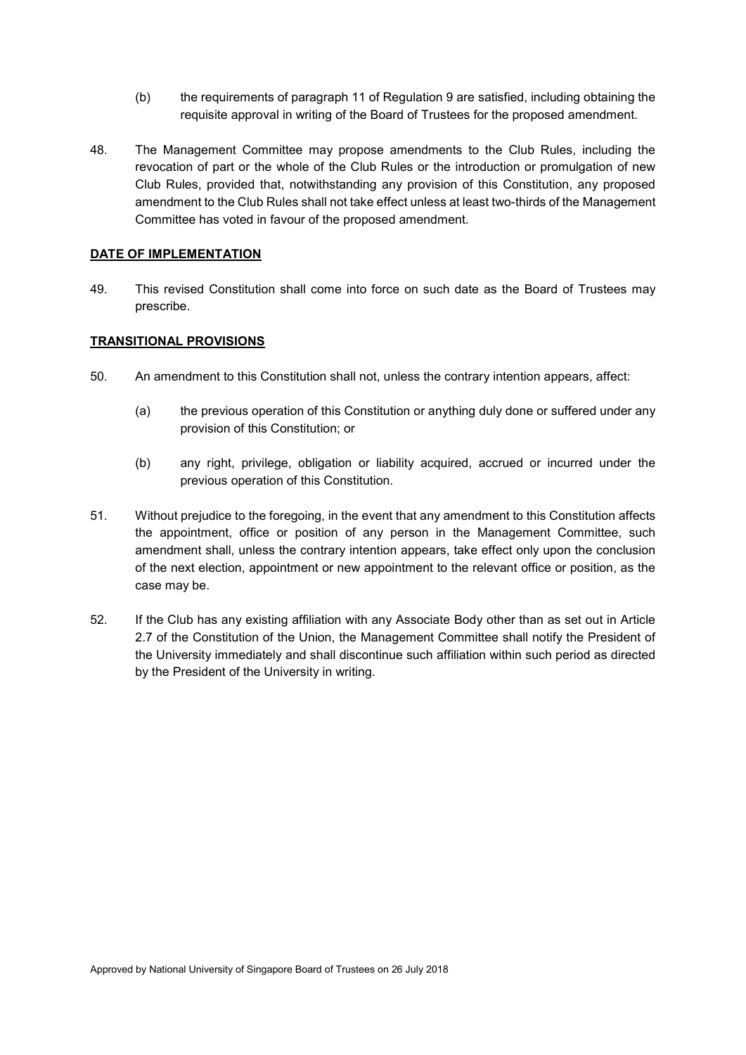(b) the requirements of paragraph 11 of Regulation 9 are satisfied, including obtaining the requisite approval in writing of the Board of Trustees for the proposed amendment.

48. The Management Committee may propose amendments to the Club Rules, including the revocation of part or the whole of the Club Rules or the introduction or promulgation of new Club Rules, provided that, notwithstanding any provision of this Constitution, any proposed amendment to the Club Rules shall not take effect unless at least two-thirds of the Management Committee has voted in favour of the proposed amendment.

**DATE OF IMPLEMENTATION**

49. This revised Constitution shall come into force on such date as the Board of Trustees may prescribe.

**TRANSITIONAL PROVISIONS**

50. An amendment to this Constitution shall not, unless the contrary intention appears, affect:

(a) the previous operation of this Constitution or anything duly done or suffered under any provision of this Constitution; or

(b) any right, privilege, obligation or liability acquired, accrued or incurred under the previous operation of this Constitution.

51. Without prejudice to the foregoing, in the event that any amendment to this Constitution affects the appointment, office or position of any person in the Management Committee, such amendment shall, unless the contrary intention appears, take effect only upon the conclusion of the next election, appointment or new appointment to the relevant office or position, as the case may be.

52. If the Club has any existing affiliation with any Associate Body other than as set out in Article 2.7 of the Constitution of the Union, the Management Committee shall notify the President of the University immediately and shall discontinue such affiliation within such period as directed by the President of the University in writing.

Approved by National University of Singapore Board of Trustees on 26 July 2018